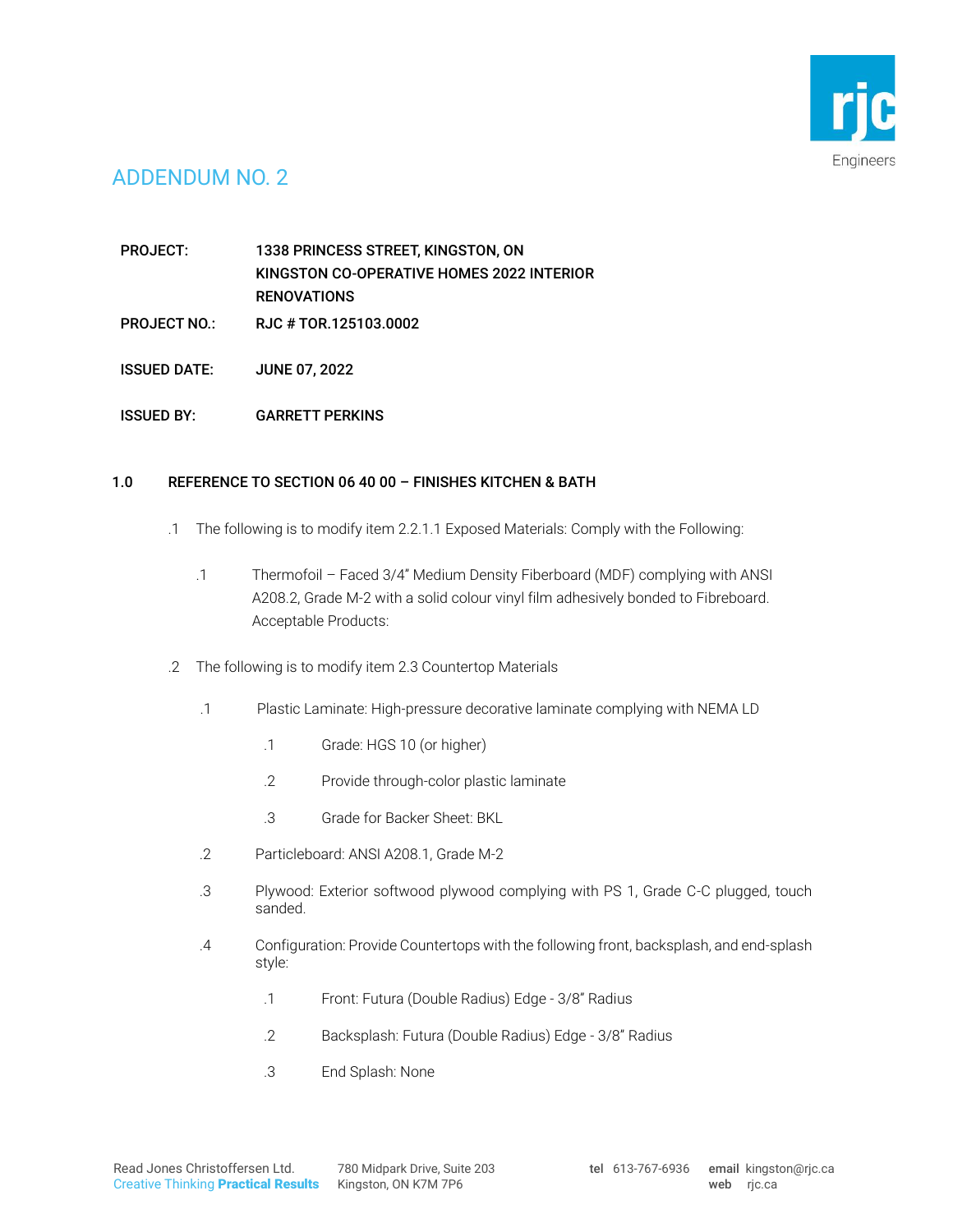# ADDENDUM NO. 2

**PROJECT:** 1338 PRINCESS STREET, KINGSTON, ON
KINGSTON CO-OPERATIVE HOMES 2022 INTERIOR RENOVATIONS

**PROJECT NO.:** RJC # TOR.125103.0002

**ISSUED DATE:** JUNE 07, 2022

**ISSUED BY:** GARRETT PERKINS

## 1.0 REFERENCE TO SECTION 06 40 00 – FINISHES KITCHEN & BATH

.1 The following is to modify item 2.2.1.1 Exposed Materials: Comply with the Following:

 .1 Thermofoil – Faced 3/4" Medium Density Fiberboard (MDF) complying with ANSI A208.2, Grade M-2 with a solid colour vinyl film adhesively bonded to Fibreboard. Acceptable Products:

.2 The following is to modify item 2.3 Countertop Materials

 .1 Plastic Laminate: High-pressure decorative laminate complying with NEMA LD

  .1 Grade: HGS 10 (or higher)

  .2 Provide through-color plastic laminate

  .3 Grade for Backer Sheet: BKL

 .2 Particleboard: ANSI A208.1, Grade M-2

 .3 Plywood: Exterior softwood plywood complying with PS 1, Grade C-C plugged, touch sanded.

 .4 Configuration: Provide Countertops with the following front, backsplash, and end-splash style:

  .1 Front: Futura (Double Radius) Edge - 3/8" Radius

  .2 Backsplash: Futura (Double Radius) Edge - 3/8" Radius

  .3 End Splash: None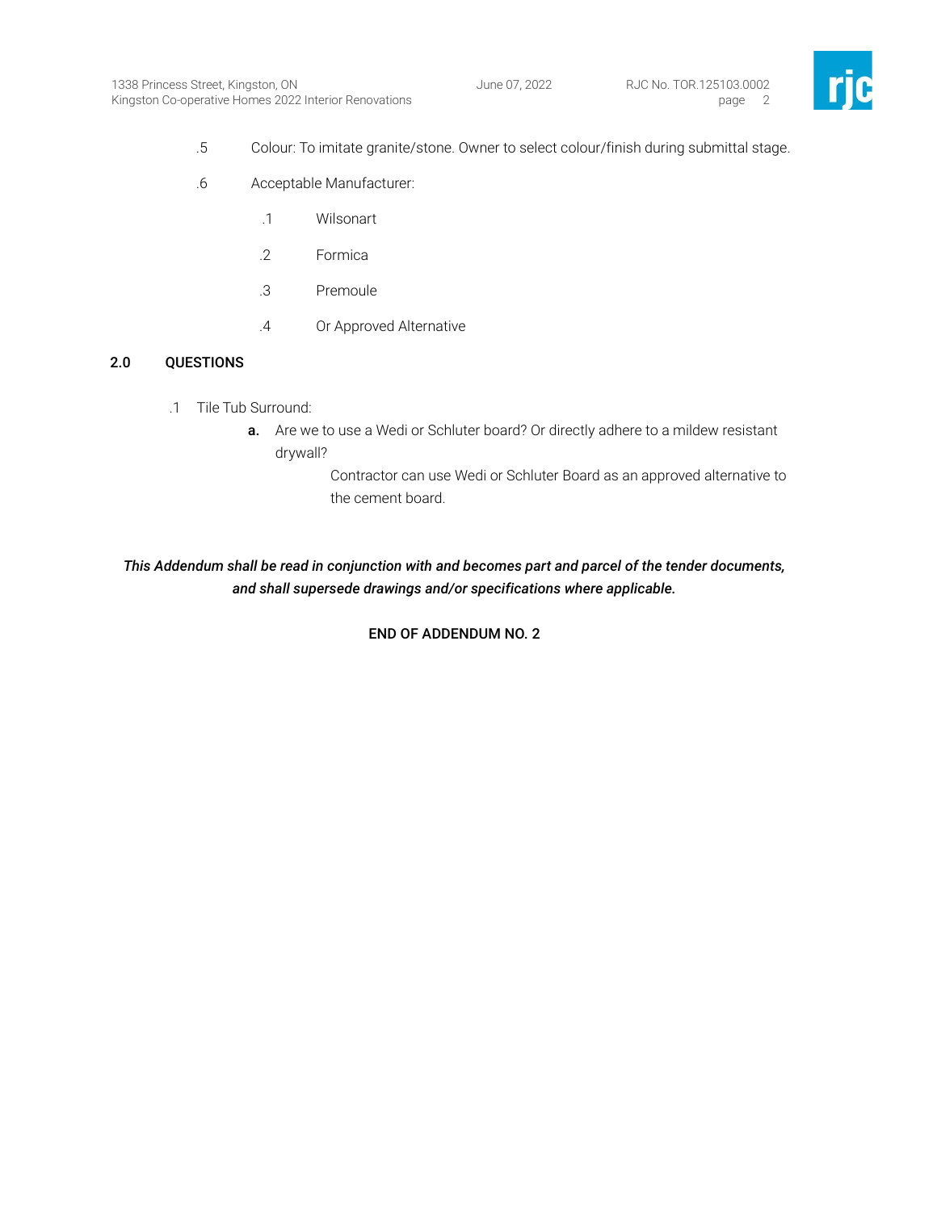.5 Colour: To imitate granite/stone. Owner to select colour/finish during submittal stage.

.6 Acceptable Manufacturer:

  .1 Wilsonart

  .2 Formica

  .3 Premoule

  .4 Or Approved Alternative

## 2.0 QUESTIONS

.1 Tile Tub Surround:

  **a.** Are we to use a Wedi or Schluter board? Or directly adhere to a mildew resistant drywall?

    Contractor can use Wedi or Schluter Board as an approved alternative to the cement board.

***This Addendum shall be read in conjunction with and becomes part and parcel of the tender documents, and shall supersede drawings and/or specifications where applicable.***

END OF ADDENDUM NO. 2